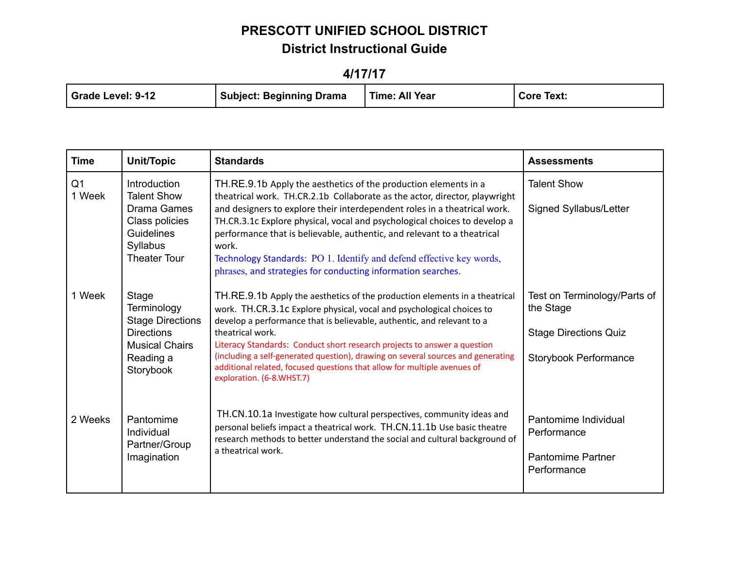# PRESCOTT UNIFIED SCHOOL DISTRICT

## District Instructional Guide

### 4/17/17

| Grade Level: 9-12 | Subject: Beginning Drama | Time: All Year | Core Text: |
|---|---|---|---|

| Time | Unit/Topic | Standards | Assessments |
|---|---|---|---|
| Q1<br>1 Week | Introduction<br>Talent Show<br>Drama Games<br>Class policies<br>Guidelines<br>Syllabus<br>Theater Tour | TH.RE.9.1b Apply the aesthetics of the production elements in a theatrical work. TH.CR.2.1b Collaborate as the actor, director, playwright and designers to explore their interdependent roles in a theatrical work. TH.CR.3.1c Explore physical, vocal and psychological choices to develop a performance that is believable, authentic, and relevant to a theatrical work.<br>Technology Standards: PO 1. Identify and defend effective key words, phrases, and strategies for conducting information searches. | Talent Show<br><br>Signed Syllabus/Letter |
| 1 Week | Stage Terminology<br>Stage Directions<br>Directions<br>Musical Chairs<br>Reading a Storybook | TH.RE.9.1b Apply the aesthetics of the production elements in a theatrical work. TH.CR.3.1c Explore physical, vocal and psychological choices to develop a performance that is believable, authentic, and relevant to a theatrical work.<br>Literacy Standards: Conduct short research projects to answer a question (including a self-generated question), drawing on several sources and generating additional related, focused questions that allow for multiple avenues of exploration. (6-8.WHST.7) | Test on Terminology/Parts of the Stage<br><br>Stage Directions Quiz<br><br>Storybook Performance |
| 2 Weeks | Pantomime<br>Individual<br>Partner/Group<br>Imagination | TH.CN.10.1a Investigate how cultural perspectives, community ideas and personal beliefs impact a theatrical work. TH.CN.11.1b Use basic theatre research methods to better understand the social and cultural background of a theatrical work. | Pantomime Individual Performance<br><br>Pantomime Partner Performance |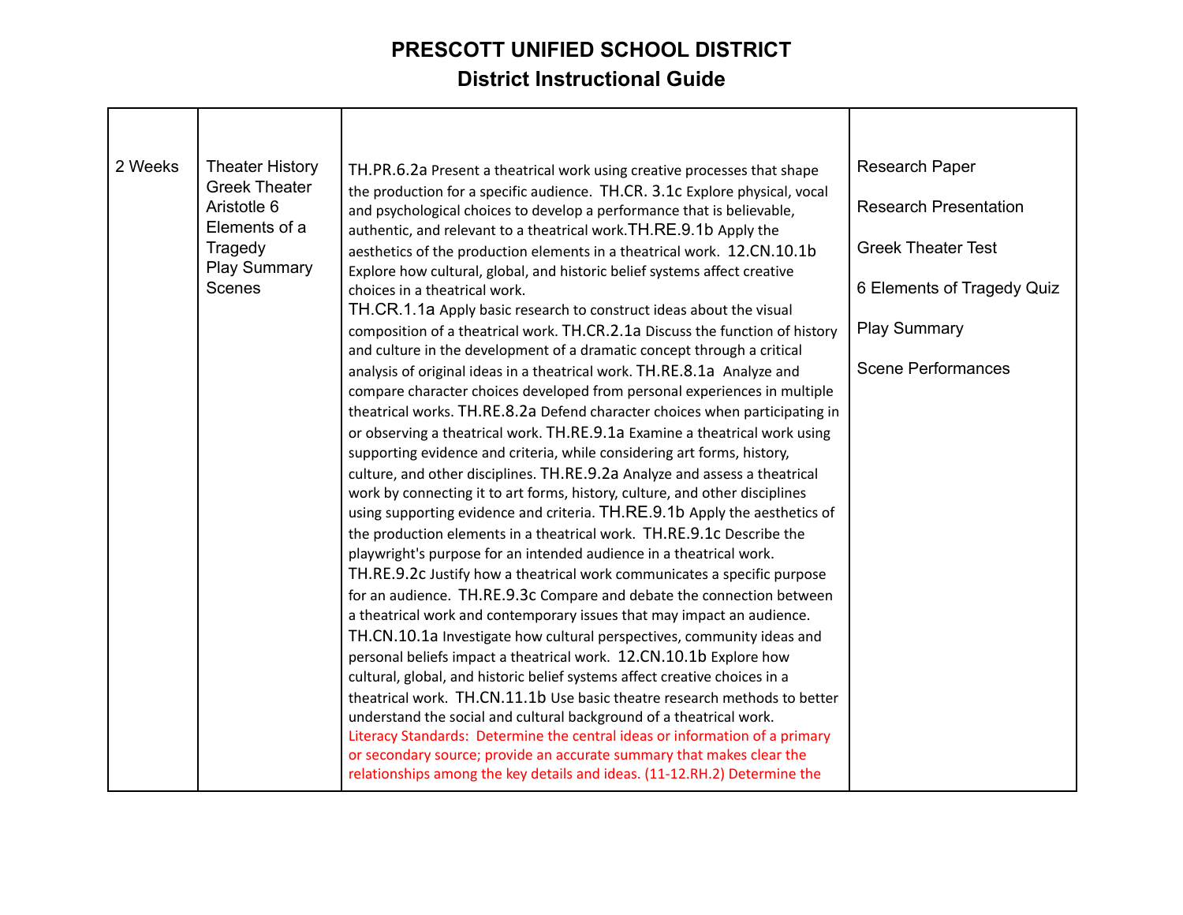# PRESCOTT UNIFIED SCHOOL DISTRICT
## District Instructional Guide

| | | | |
|---|---|---|---|
| 2 Weeks | Theater History<br>Greek Theater<br>Aristotle 6 Elements of a Tragedy<br>Play Summary<br>Scenes | TH.PR.6.2a Present a theatrical work using creative processes that shape the production for a specific audience. TH.CR. 3.1c Explore physical, vocal and psychological choices to develop a performance that is believable, authentic, and relevant to a theatrical work.TH.RE.9.1b Apply the aesthetics of the production elements in a theatrical work. 12.CN.10.1b Explore how cultural, global, and historic belief systems affect creative choices in a theatrical work.<br>TH.CR.1.1a Apply basic research to construct ideas about the visual composition of a theatrical work. TH.CR.2.1a Discuss the function of history and culture in the development of a dramatic concept through a critical analysis of original ideas in a theatrical work. TH.RE.8.1a Analyze and compare character choices developed from personal experiences in multiple theatrical works. TH.RE.8.2a Defend character choices when participating in or observing a theatrical work. TH.RE.9.1a Examine a theatrical work using supporting evidence and criteria, while considering art forms, history, culture, and other disciplines. TH.RE.9.2a Analyze and assess a theatrical work by connecting it to art forms, history, culture, and other disciplines using supporting evidence and criteria. TH.RE.9.1b Apply the aesthetics of the production elements in a theatrical work. TH.RE.9.1c Describe the playwright's purpose for an intended audience in a theatrical work. TH.RE.9.2c Justify how a theatrical work communicates a specific purpose for an audience. TH.RE.9.3c Compare and debate the connection between a theatrical work and contemporary issues that may impact an audience. TH.CN.10.1a Investigate how cultural perspectives, community ideas and personal beliefs impact a theatrical work. 12.CN.10.1b Explore how cultural, global, and historic belief systems affect creative choices in a theatrical work. TH.CN.11.1b Use basic theatre research methods to better understand the social and cultural background of a theatrical work.<br>Literacy Standards: Determine the central ideas or information of a primary or secondary source; provide an accurate summary that makes clear the relationships among the key details and ideas. (11-12.RH.2) Determine the | Research Paper<br><br>Research Presentation<br><br>Greek Theater Test<br><br>6 Elements of Tragedy Quiz<br><br>Play Summary<br><br>Scene Performances |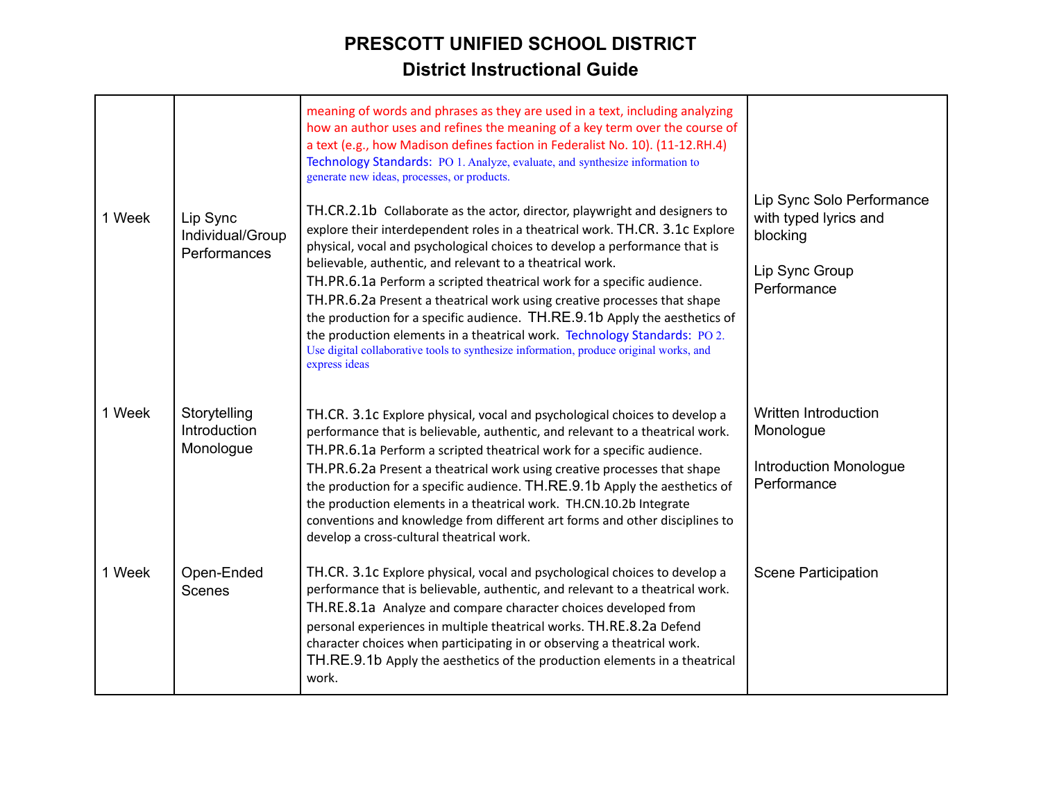# PRESCOTT UNIFIED SCHOOL DISTRICT
## District Instructional Guide

| | | | |
|---|---|---|---|
| | | meaning of words and phrases as they are used in a text, including analyzing how an author uses and refines the meaning of a key term over the course of a text (e.g., how Madison defines faction in Federalist No. 10). (11-12.RH.4) Technology Standards: PO 1. Analyze, evaluate, and synthesize information to generate new ideas, processes, or products. | |
| 1 Week | Lip Sync Individual/Group Performances | TH.CR.2.1b Collaborate as the actor, director, playwright and designers to explore their interdependent roles in a theatrical work. TH.CR. 3.1c Explore physical, vocal and psychological choices to develop a performance that is believable, authentic, and relevant to a theatrical work. TH.PR.6.1a Perform a scripted theatrical work for a specific audience. TH.PR.6.2a Present a theatrical work using creative processes that shape the production for a specific audience. TH.RE.9.1b Apply the aesthetics of the production elements in a theatrical work. Technology Standards: PO 2. Use digital collaborative tools to synthesize information, produce original works, and express ideas | Lip Sync Solo Performance with typed lyrics and blocking<br><br>Lip Sync Group Performance |
| 1 Week | Storytelling Introduction Monologue | TH.CR. 3.1c Explore physical, vocal and psychological choices to develop a performance that is believable, authentic, and relevant to a theatrical work. TH.PR.6.1a Perform a scripted theatrical work for a specific audience. TH.PR.6.2a Present a theatrical work using creative processes that shape the production for a specific audience. TH.RE.9.1b Apply the aesthetics of the production elements in a theatrical work. TH.CN.10.2b Integrate conventions and knowledge from different art forms and other disciplines to develop a cross-cultural theatrical work. | Written Introduction Monologue<br><br>Introduction Monologue Performance |
| 1 Week | Open-Ended Scenes | TH.CR. 3.1c Explore physical, vocal and psychological choices to develop a performance that is believable, authentic, and relevant to a theatrical work. TH.RE.8.1a Analyze and compare character choices developed from personal experiences in multiple theatrical works. TH.RE.8.2a Defend character choices when participating in or observing a theatrical work. TH.RE.9.1b Apply the aesthetics of the production elements in a theatrical work. | Scene Participation |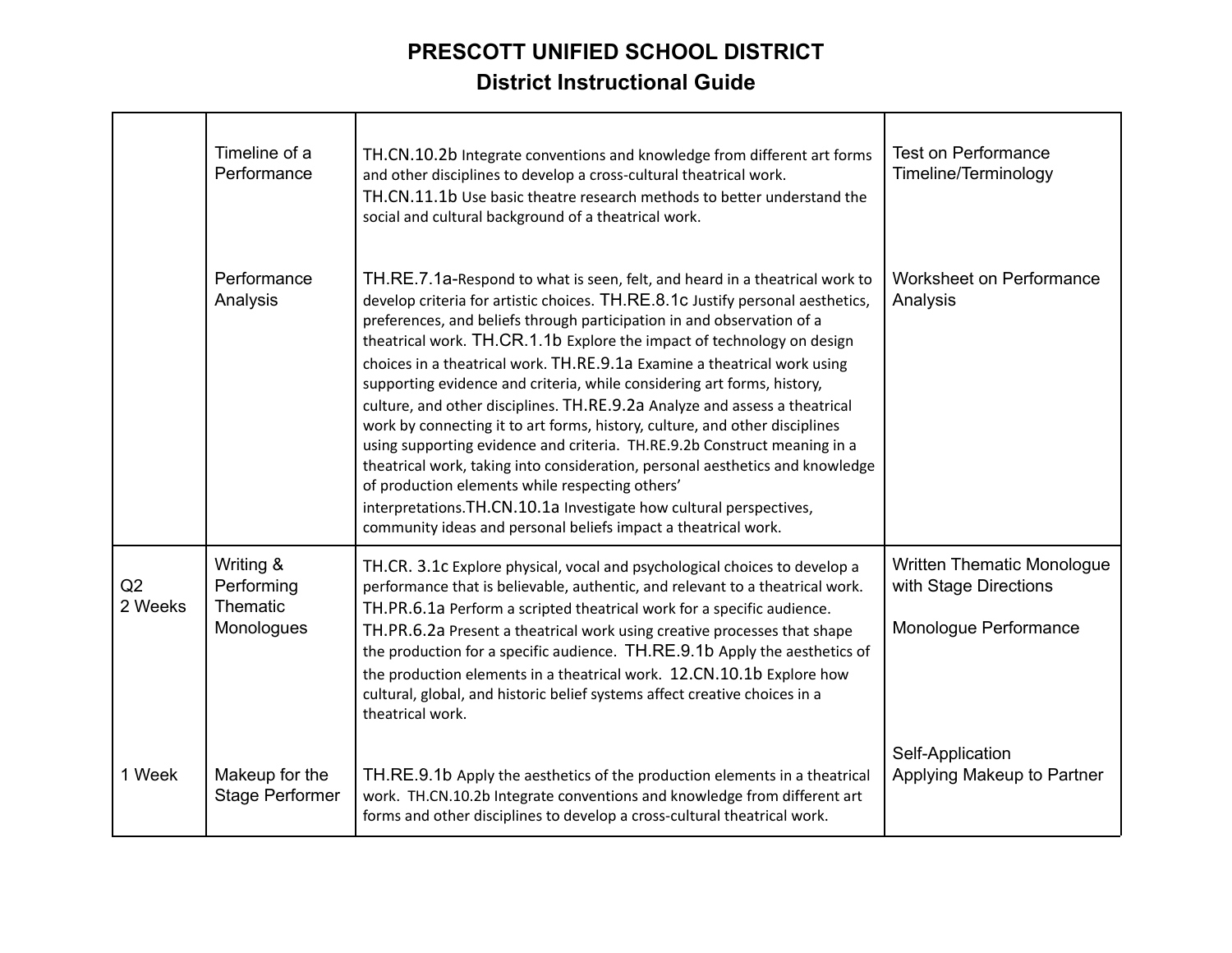# PRESCOTT UNIFIED SCHOOL DISTRICT
## District Instructional Guide

| | | | |
|---|---|---|---|
| | Timeline of a Performance | TH.CN.10.2b Integrate conventions and knowledge from different art forms and other disciplines to develop a cross-cultural theatrical work. TH.CN.11.1b Use basic theatre research methods to better understand the social and cultural background of a theatrical work. | Test on Performance Timeline/Terminology |
| | Performance Analysis | TH.RE.7.1a-Respond to what is seen, felt, and heard in a theatrical work to develop criteria for artistic choices. TH.RE.8.1c Justify personal aesthetics, preferences, and beliefs through participation in and observation of a theatrical work. TH.CR.1.1b Explore the impact of technology on design choices in a theatrical work. TH.RE.9.1a Examine a theatrical work using supporting evidence and criteria, while considering art forms, history, culture, and other disciplines. TH.RE.9.2a Analyze and assess a theatrical work by connecting it to art forms, history, culture, and other disciplines using supporting evidence and criteria. TH.RE.9.2b Construct meaning in a theatrical work, taking into consideration, personal aesthetics and knowledge of production elements while respecting others' interpretations.TH.CN.10.1a Investigate how cultural perspectives, community ideas and personal beliefs impact a theatrical work. | Worksheet on Performance Analysis |
| Q2 2 Weeks | Writing & Performing Thematic Monologues | TH.CR. 3.1c Explore physical, vocal and psychological choices to develop a performance that is believable, authentic, and relevant to a theatrical work. TH.PR.6.1a Perform a scripted theatrical work for a specific audience. TH.PR.6.2a Present a theatrical work using creative processes that shape the production for a specific audience. TH.RE.9.1b Apply the aesthetics of the production elements in a theatrical work. 12.CN.10.1b Explore how cultural, global, and historic belief systems affect creative choices in a theatrical work. | Written Thematic Monologue with Stage Directions<br><br>Monologue Performance |
| 1 Week | Makeup for the Stage Performer | TH.RE.9.1b Apply the aesthetics of the production elements in a theatrical work. TH.CN.10.2b Integrate conventions and knowledge from different art forms and other disciplines to develop a cross-cultural theatrical work. | Self-Application<br>Applying Makeup to Partner |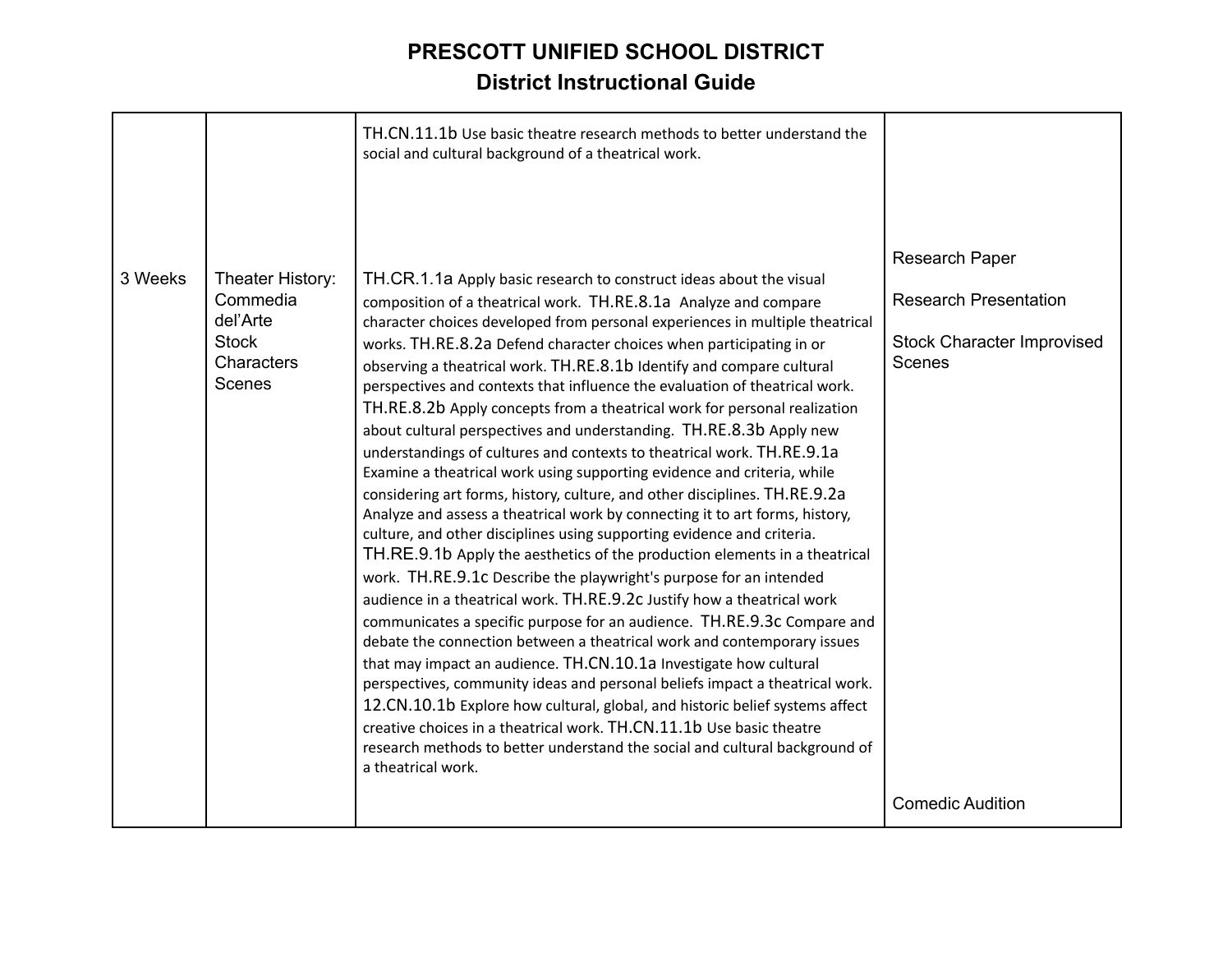# PRESCOTT UNIFIED SCHOOL DISTRICT

## District Instructional Guide

| | | | |
|---|---|---|---|
| | | TH.CN.11.1b Use basic theatre research methods to better understand the social and cultural background of a theatrical work. | |
| 3 Weeks | Theater History: Commedia del'Arte Stock Characters Scenes | TH.CR.1.1a Apply basic research to construct ideas about the visual composition of a theatrical work. TH.RE.8.1a Analyze and compare character choices developed from personal experiences in multiple theatrical works. TH.RE.8.2a Defend character choices when participating in or observing a theatrical work. TH.RE.8.1b Identify and compare cultural perspectives and contexts that influence the evaluation of theatrical work. TH.RE.8.2b Apply concepts from a theatrical work for personal realization about cultural perspectives and understanding. TH.RE.8.3b Apply new understandings of cultures and contexts to theatrical work. TH.RE.9.1a Examine a theatrical work using supporting evidence and criteria, while considering art forms, history, culture, and other disciplines. TH.RE.9.2a Analyze and assess a theatrical work by connecting it to art forms, history, culture, and other disciplines using supporting evidence and criteria. TH.RE.9.1b Apply the aesthetics of the production elements in a theatrical work. TH.RE.9.1c Describe the playwright's purpose for an intended audience in a theatrical work. TH.RE.9.2c Justify how a theatrical work communicates a specific purpose for an audience. TH.RE.9.3c Compare and debate the connection between a theatrical work and contemporary issues that may impact an audience. TH.CN.10.1a Investigate how cultural perspectives, community ideas and personal beliefs impact a theatrical work. 12.CN.10.1b Explore how cultural, global, and historic belief systems affect creative choices in a theatrical work. TH.CN.11.1b Use basic theatre research methods to better understand the social and cultural background of a theatrical work. | Research Paper<br><br>Research Presentation<br><br>Stock Character Improvised Scenes<br><br>Comedic Audition |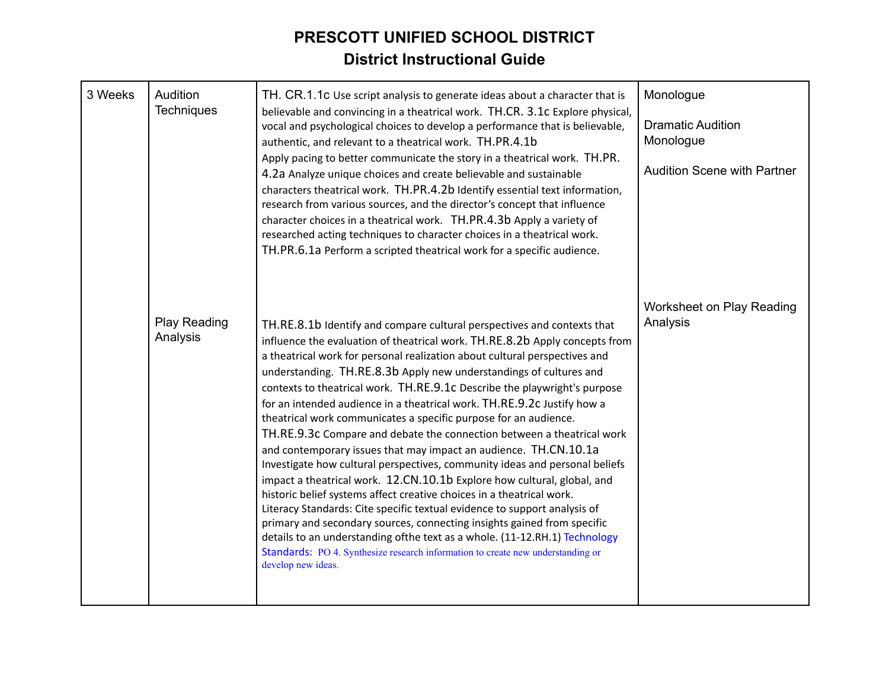# PRESCOTT UNIFIED SCHOOL DISTRICT
## District Instructional Guide

| | | | |
|---|---|---|---|
| 3 Weeks | Audition Techniques<br><br><br><br><br><br><br><br><br><br><br><br><br><br>Play Reading Analysis | TH. CR.1.1c Use script analysis to generate ideas about a character that is believable and convincing in a theatrical work. TH.CR. 3.1c Explore physical, vocal and psychological choices to develop a performance that is believable, authentic, and relevant to a theatrical work. TH.PR.4.1b Apply pacing to better communicate the story in a theatrical work. TH.PR. 4.2a Analyze unique choices and create believable and sustainable characters theatrical work. TH.PR.4.2b Identify essential text information, research from various sources, and the director's concept that influence character choices in a theatrical work. TH.PR.4.3b Apply a variety of researched acting techniques to character choices in a theatrical work. TH.PR.6.1a Perform a scripted theatrical work for a specific audience.<br><br><br><br>TH.RE.8.1b Identify and compare cultural perspectives and contexts that influence the evaluation of theatrical work. TH.RE.8.2b Apply concepts from a theatrical work for personal realization about cultural perspectives and understanding. TH.RE.8.3b Apply new understandings of cultures and contexts to theatrical work. TH.RE.9.1c Describe the playwright's purpose for an intended audience in a theatrical work. TH.RE.9.2c Justify how a theatrical work communicates a specific purpose for an audience. TH.RE.9.3c Compare and debate the connection between a theatrical work and contemporary issues that may impact an audience. TH.CN.10.1a Investigate how cultural perspectives, community ideas and personal beliefs impact a theatrical work. 12.CN.10.1b Explore how cultural, global, and historic belief systems affect creative choices in a theatrical work. Literacy Standards: Cite specific textual evidence to support analysis of primary and secondary sources, connecting insights gained from specific details to an understanding ofthe text as a whole. (11-12.RH.1) Technology Standards: PO 4. Synthesize research information to create new understanding or develop new ideas. | Monologue<br><br>Dramatic Audition Monologue<br><br>Audition Scene with Partner<br><br><br><br><br><br><br><br><br><br>Worksheet on Play Reading Analysis |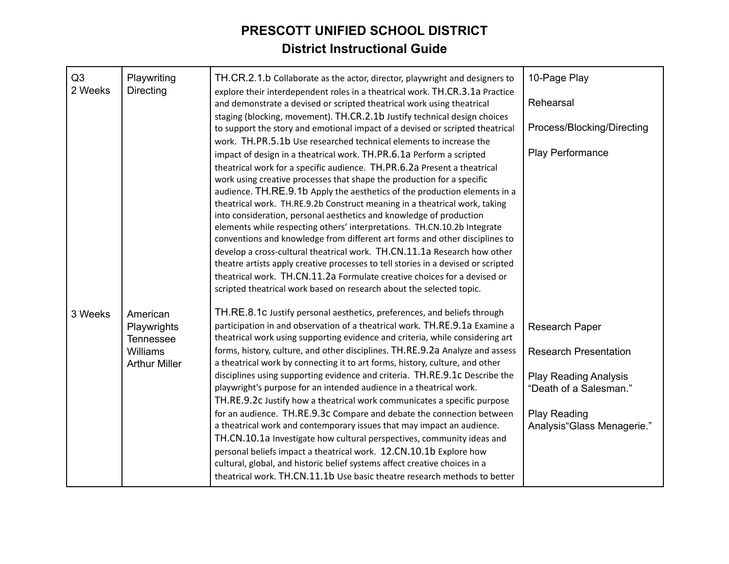# PRESCOTT UNIFIED SCHOOL DISTRICT
## District Instructional Guide

| | | | |
|---|---|---|---|
| Q3<br>2 Weeks | Playwriting<br>Directing | TH.CR.2.1.b Collaborate as the actor, director, playwright and designers to explore their interdependent roles in a theatrical work. TH.CR.3.1a Practice and demonstrate a devised or scripted theatrical work using theatrical staging (blocking, movement). TH.CR.2.1b Justify technical design choices to support the story and emotional impact of a devised or scripted theatrical work. TH.PR.5.1b Use researched technical elements to increase the impact of design in a theatrical work. TH.PR.6.1a Perform a scripted theatrical work for a specific audience. TH.PR.6.2a Present a theatrical work using creative processes that shape the production for a specific audience. TH.RE.9.1b Apply the aesthetics of the production elements in a theatrical work. TH.RE.9.2b Construct meaning in a theatrical work, taking into consideration, personal aesthetics and knowledge of production elements while respecting others' interpretations. TH.CN.10.2b Integrate conventions and knowledge from different art forms and other disciplines to develop a cross-cultural theatrical work. TH.CN.11.1a Research how other theatre artists apply creative processes to tell stories in a devised or scripted theatrical work. TH.CN.11.2a Formulate creative choices for a devised or scripted theatrical work based on research about the selected topic. | 10-Page Play<br><br>Rehearsal<br><br>Process/Blocking/Directing<br><br>Play Performance |
| 3 Weeks | American Playwrights Tennessee Williams Arthur Miller | TH.RE.8.1c Justify personal aesthetics, preferences, and beliefs through participation in and observation of a theatrical work. TH.RE.9.1a Examine a theatrical work using supporting evidence and criteria, while considering art forms, history, culture, and other disciplines. TH.RE.9.2a Analyze and assess a theatrical work by connecting it to art forms, history, culture, and other disciplines using supporting evidence and criteria. TH.RE.9.1c Describe the playwright's purpose for an intended audience in a theatrical work. TH.RE.9.2c Justify how a theatrical work communicates a specific purpose for an audience. TH.RE.9.3c Compare and debate the connection between a theatrical work and contemporary issues that may impact an audience. TH.CN.10.1a Investigate how cultural perspectives, community ideas and personal beliefs impact a theatrical work. 12.CN.10.1b Explore how cultural, global, and historic belief systems affect creative choices in a theatrical work. TH.CN.11.1b Use basic theatre research methods to better | Research Paper<br><br>Research Presentation<br><br>Play Reading Analysis "Death of a Salesman."<br><br>Play Reading Analysis"Glass Menagerie." |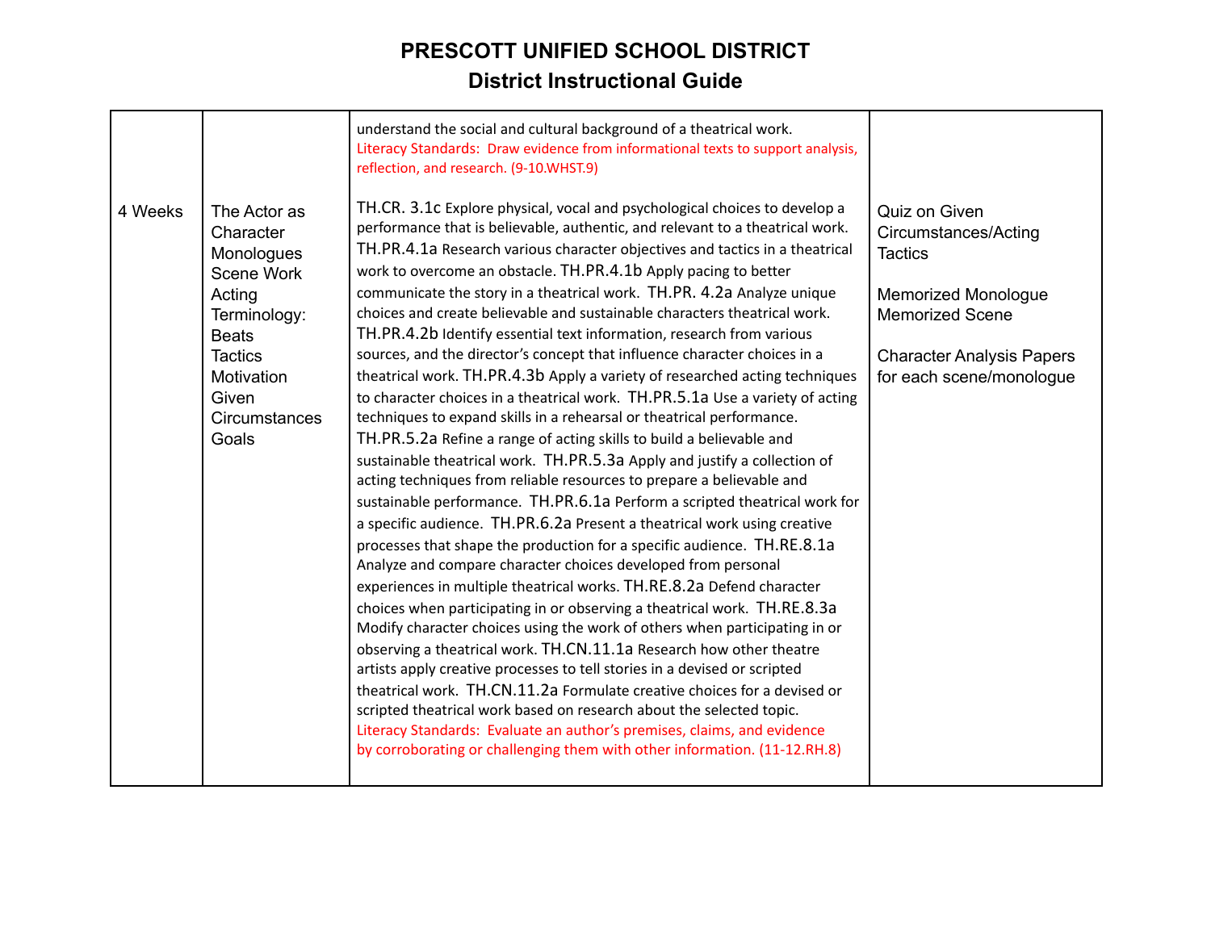# PRESCOTT UNIFIED SCHOOL DISTRICT

## District Instructional Guide

| | | | |
|---|---|---|---|
| 4 Weeks | The Actor as Character<br>Monologues<br>Scene Work<br>Acting Terminology:<br>Beats<br>Tactics<br>Motivation<br>Given Circumstances<br>Goals | understand the social and cultural background of a theatrical work.<br>Literacy Standards: Draw evidence from informational texts to support analysis, reflection, and research. (9-10.WHST.9)<br><br>TH.CR. 3.1c Explore physical, vocal and psychological choices to develop a performance that is believable, authentic, and relevant to a theatrical work. TH.PR.4.1a Research various character objectives and tactics in a theatrical work to overcome an obstacle. TH.PR.4.1b Apply pacing to better communicate the story in a theatrical work. TH.PR. 4.2a Analyze unique choices and create believable and sustainable characters theatrical work. TH.PR.4.2b Identify essential text information, research from various sources, and the director's concept that influence character choices in a theatrical work. TH.PR.4.3b Apply a variety of researched acting techniques to character choices in a theatrical work. TH.PR.5.1a Use a variety of acting techniques to expand skills in a rehearsal or theatrical performance. TH.PR.5.2a Refine a range of acting skills to build a believable and sustainable theatrical work. TH.PR.5.3a Apply and justify a collection of acting techniques from reliable resources to prepare a believable and sustainable performance. TH.PR.6.1a Perform a scripted theatrical work for a specific audience. TH.PR.6.2a Present a theatrical work using creative processes that shape the production for a specific audience. TH.RE.8.1a Analyze and compare character choices developed from personal experiences in multiple theatrical works. TH.RE.8.2a Defend character choices when participating in or observing a theatrical work. TH.RE.8.3a Modify character choices using the work of others when participating in or observing a theatrical work. TH.CN.11.1a Research how other theatre artists apply creative processes to tell stories in a devised or scripted theatrical work. TH.CN.11.2a Formulate creative choices for a devised or scripted theatrical work based on research about the selected topic.<br>Literacy Standards: Evaluate an author's premises, claims, and evidence by corroborating or challenging them with other information. (11-12.RH.8) | Quiz on Given Circumstances/Acting Tactics<br><br>Memorized Monologue<br>Memorized Scene<br><br>Character Analysis Papers for each scene/monologue |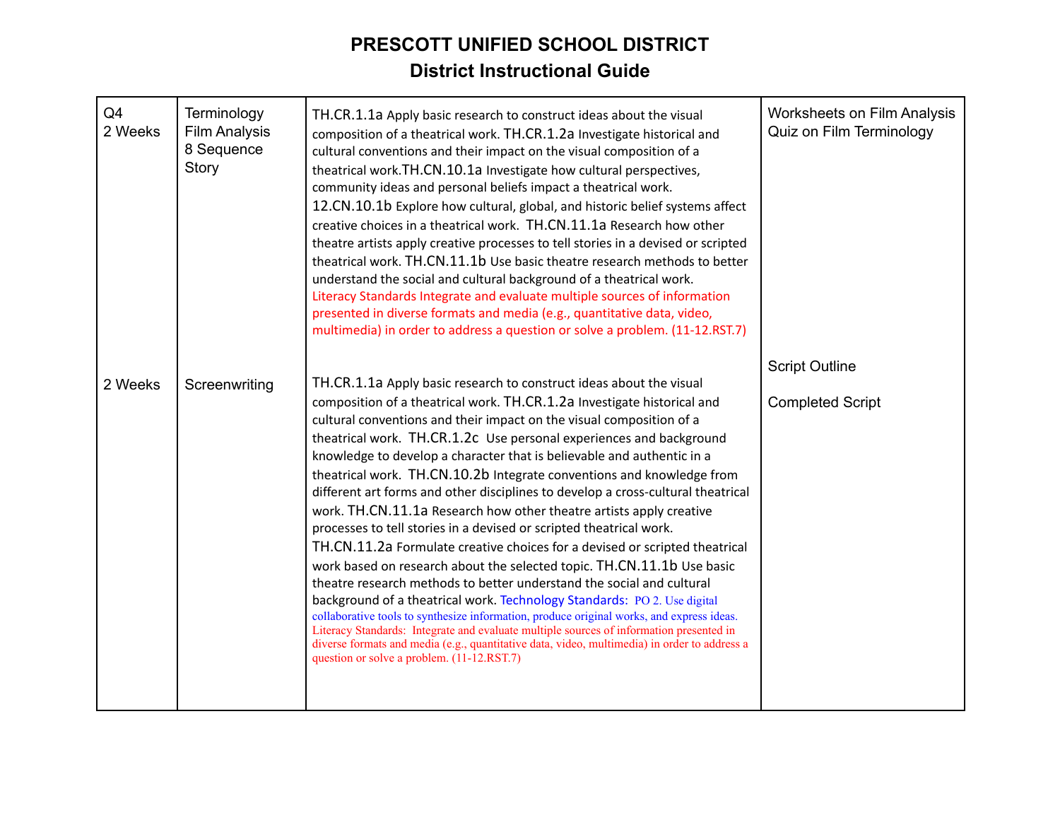# PRESCOTT UNIFIED SCHOOL DISTRICT
## District Instructional Guide

| | | | |
|---|---|---|---|
| Q4<br>2 Weeks | Terminology<br>Film Analysis<br>8 Sequence<br>Story | TH.CR.1.1a Apply basic research to construct ideas about the visual composition of a theatrical work. TH.CR.1.2a Investigate historical and cultural conventions and their impact on the visual composition of a theatrical work.TH.CN.10.1a Investigate how cultural perspectives, community ideas and personal beliefs impact a theatrical work. 12.CN.10.1b Explore how cultural, global, and historic belief systems affect creative choices in a theatrical work. TH.CN.11.1a Research how other theatre artists apply creative processes to tell stories in a devised or scripted theatrical work. TH.CN.11.1b Use basic theatre research methods to better understand the social and cultural background of a theatrical work. Literacy Standards Integrate and evaluate multiple sources of information presented in diverse formats and media (e.g., quantitative data, video, multimedia) in order to address a question or solve a problem. (11-12.RST.7) | Worksheets on Film Analysis<br>Quiz on Film Terminology |
| 2 Weeks | Screenwriting | TH.CR.1.1a Apply basic research to construct ideas about the visual composition of a theatrical work. TH.CR.1.2a Investigate historical and cultural conventions and their impact on the visual composition of a theatrical work. TH.CR.1.2c Use personal experiences and background knowledge to develop a character that is believable and authentic in a theatrical work. TH.CN.10.2b Integrate conventions and knowledge from different art forms and other disciplines to develop a cross-cultural theatrical work. TH.CN.11.1a Research how other theatre artists apply creative processes to tell stories in a devised or scripted theatrical work. TH.CN.11.2a Formulate creative choices for a devised or scripted theatrical work based on research about the selected topic. TH.CN.11.1b Use basic theatre research methods to better understand the social and cultural background of a theatrical work. Technology Standards: PO 2. Use digital collaborative tools to synthesize information, produce original works, and express ideas. Literacy Standards: Integrate and evaluate multiple sources of information presented in diverse formats and media (e.g., quantitative data, video, multimedia) in order to address a question or solve a problem. (11-12.RST.7) | Script Outline<br><br>Completed Script |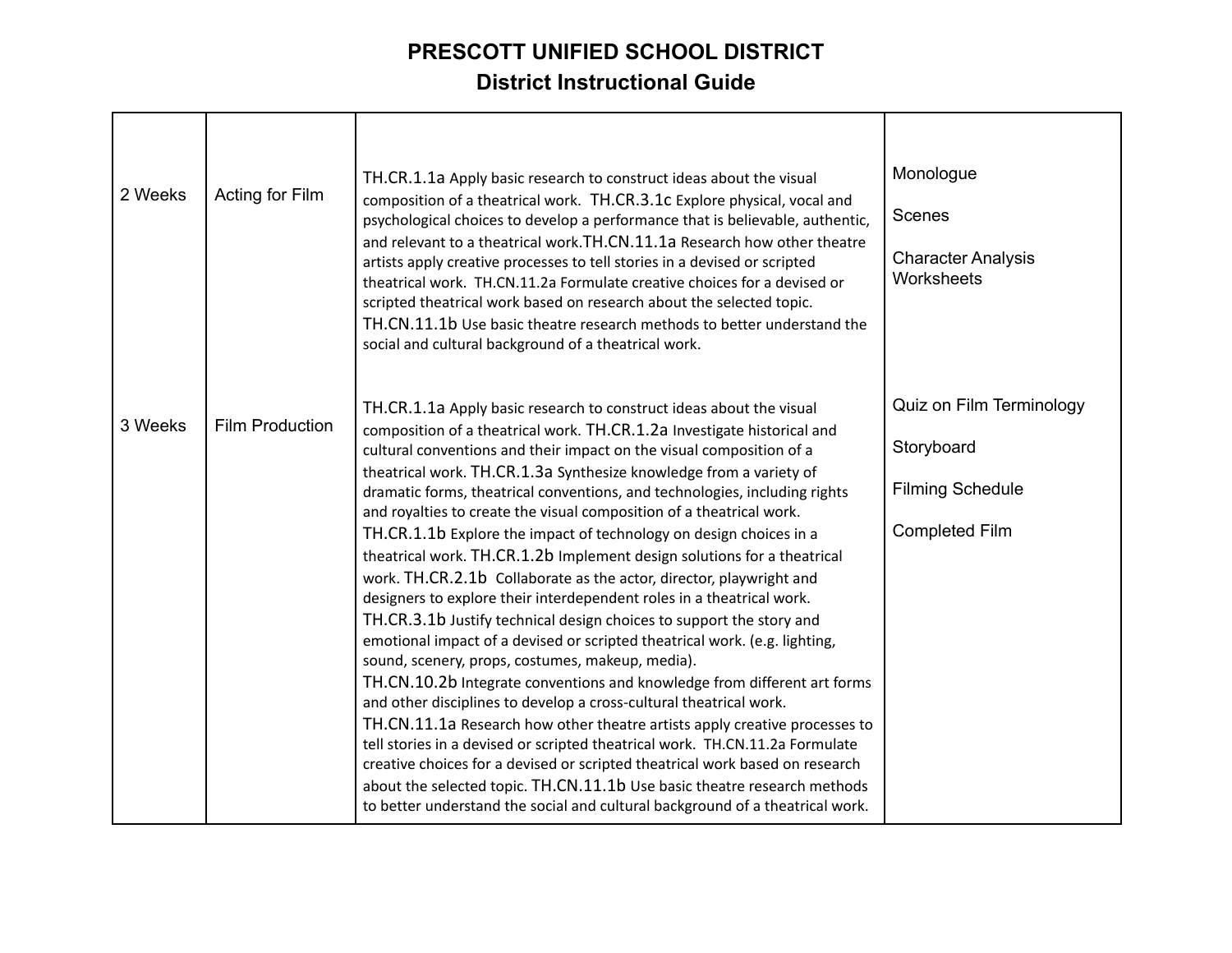# PRESCOTT UNIFIED SCHOOL DISTRICT

## District Instructional Guide

| | | | |
|---|---|---|---|
| 2 Weeks | Acting for Film | TH.CR.1.1a Apply basic research to construct ideas about the visual composition of a theatrical work. TH.CR.3.1c Explore physical, vocal and psychological choices to develop a performance that is believable, authentic, and relevant to a theatrical work.TH.CN.11.1a Research how other theatre artists apply creative processes to tell stories in a devised or scripted theatrical work. TH.CN.11.2a Formulate creative choices for a devised or scripted theatrical work based on research about the selected topic. TH.CN.11.1b Use basic theatre research methods to better understand the social and cultural background of a theatrical work. | Monologue<br><br>Scenes<br><br>Character Analysis Worksheets |
| 3 Weeks | Film Production | TH.CR.1.1a Apply basic research to construct ideas about the visual composition of a theatrical work. TH.CR.1.2a Investigate historical and cultural conventions and their impact on the visual composition of a theatrical work. TH.CR.1.3a Synthesize knowledge from a variety of dramatic forms, theatrical conventions, and technologies, including rights and royalties to create the visual composition of a theatrical work. TH.CR.1.1b Explore the impact of technology on design choices in a theatrical work. TH.CR.1.2b Implement design solutions for a theatrical work. TH.CR.2.1b Collaborate as the actor, director, playwright and designers to explore their interdependent roles in a theatrical work. TH.CR.3.1b Justify technical design choices to support the story and emotional impact of a devised or scripted theatrical work. (e.g. lighting, sound, scenery, props, costumes, makeup, media). TH.CN.10.2b Integrate conventions and knowledge from different art forms and other disciplines to develop a cross-cultural theatrical work. TH.CN.11.1a Research how other theatre artists apply creative processes to tell stories in a devised or scripted theatrical work. TH.CN.11.2a Formulate creative choices for a devised or scripted theatrical work based on research about the selected topic. TH.CN.11.1b Use basic theatre research methods to better understand the social and cultural background of a theatrical work. | Quiz on Film Terminology<br><br>Storyboard<br><br>Filming Schedule<br><br>Completed Film |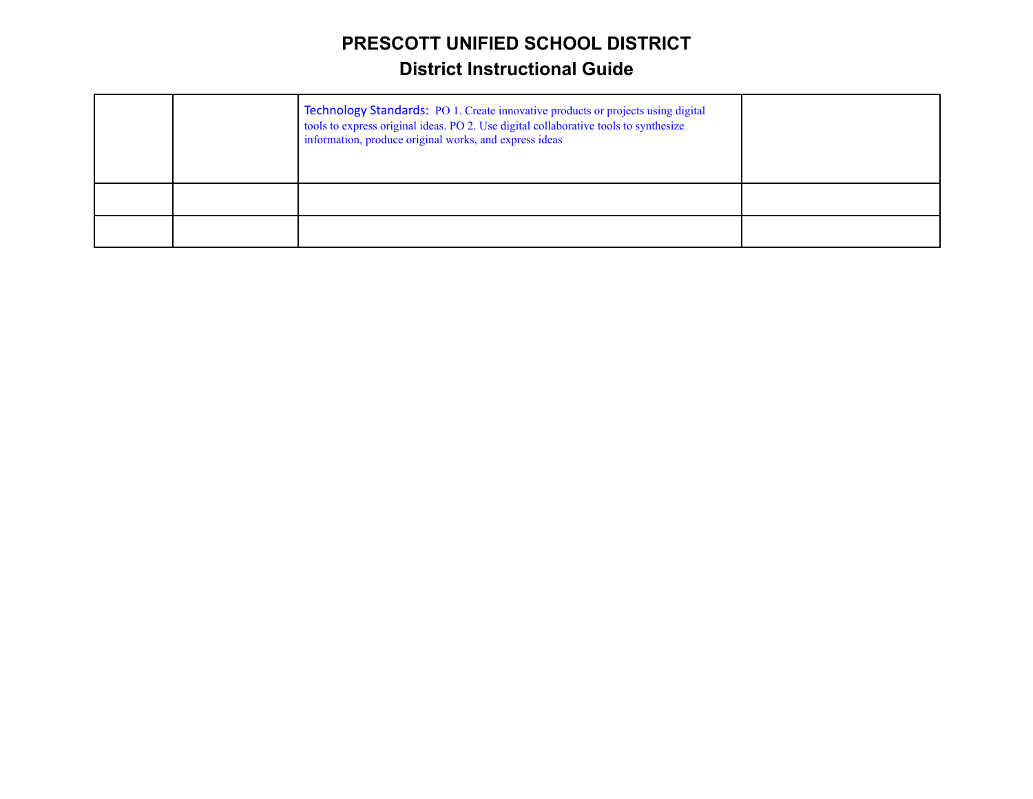# PRESCOTT UNIFIED SCHOOL DISTRICT
## District Instructional Guide

| | | | |
|---|---|---|---|
| | | Technology Standards: PO 1. Create innovative products or projects using digital tools to express original ideas. PO 2. Use digital collaborative tools to synthesize information, produce original works, and express ideas | |
| | | | |
| | | | |